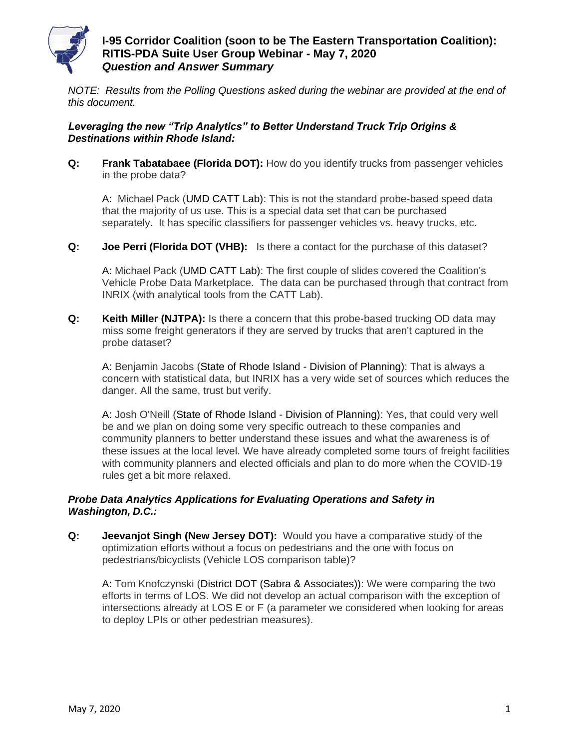# I-95 Corridor Coalition (soon to be The Eastern Transportation Coalition): RITIS-PDA Suite User Group Webinar - May 7, 2020
## *Question and Answer Summary*

*NOTE: Results from the Polling Questions asked during the webinar are provided at the end of this document.*

### *Leveraging the new "Trip Analytics" to Better Understand Truck Trip Origins & Destinations within Rhode Island:*

**Q: Frank Tabatabaee (Florida DOT):** How do you identify trucks from passenger vehicles in the probe data?

A: Michael Pack (UMD CATT Lab): This is not the standard probe-based speed data that the majority of us use. This is a special data set that can be purchased separately. It has specific classifiers for passenger vehicles vs. heavy trucks, etc.

**Q: Joe Perri (Florida DOT (VHB):** Is there a contact for the purchase of this dataset?

A: Michael Pack (UMD CATT Lab): The first couple of slides covered the Coalition's Vehicle Probe Data Marketplace. The data can be purchased through that contract from INRIX (with analytical tools from the CATT Lab).

**Q: Keith Miller (NJTPA):** Is there a concern that this probe-based trucking OD data may miss some freight generators if they are served by trucks that aren't captured in the probe dataset?

A: Benjamin Jacobs (State of Rhode Island - Division of Planning): That is always a concern with statistical data, but INRIX has a very wide set of sources which reduces the danger. All the same, trust but verify.

A: Josh O'Neill (State of Rhode Island - Division of Planning): Yes, that could very well be and we plan on doing some very specific outreach to these companies and community planners to better understand these issues and what the awareness is of these issues at the local level. We have already completed some tours of freight facilities with community planners and elected officials and plan to do more when the COVID-19 rules get a bit more relaxed.

### *Probe Data Analytics Applications for Evaluating Operations and Safety in Washington, D.C.:*

**Q: Jeevanjot Singh (New Jersey DOT):** Would you have a comparative study of the optimization efforts without a focus on pedestrians and the one with focus on pedestrians/bicyclists (Vehicle LOS comparison table)?

A: Tom Knofczynski (District DOT (Sabra & Associates)): We were comparing the two efforts in terms of LOS. We did not develop an actual comparison with the exception of intersections already at LOS E or F (a parameter we considered when looking for areas to deploy LPIs or other pedestrian measures).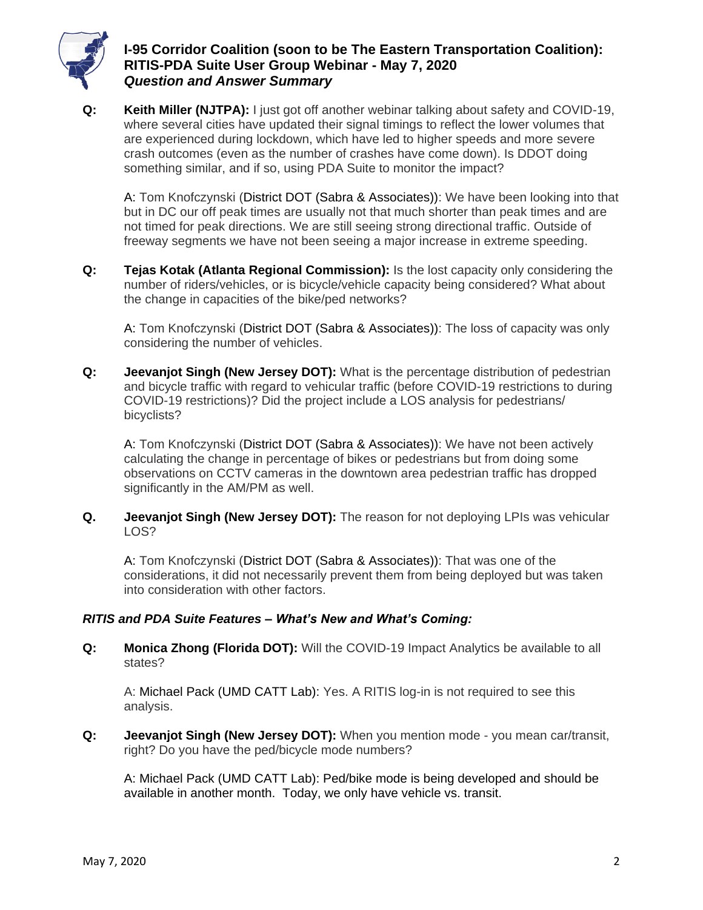# I-95 Corridor Coalition (soon to be The Eastern Transportation Coalition): RITIS-PDA Suite User Group Webinar - May 7, 2020

## *Question and Answer Summary*

**Q:** **Keith Miller (NJTPA):** I just got off another webinar talking about safety and COVID-19, where several cities have updated their signal timings to reflect the lower volumes that are experienced during lockdown, which have led to higher speeds and more severe crash outcomes (even as the number of crashes have come down). Is DDOT doing something similar, and if so, using PDA Suite to monitor the impact?

A: Tom Knofczynski (District DOT (Sabra & Associates)): We have been looking into that but in DC our off peak times are usually not that much shorter than peak times and are not timed for peak directions. We are still seeing strong directional traffic. Outside of freeway segments we have not been seeing a major increase in extreme speeding.

**Q:** **Tejas Kotak (Atlanta Regional Commission):** Is the lost capacity only considering the number of riders/vehicles, or is bicycle/vehicle capacity being considered? What about the change in capacities of the bike/ped networks?

A: Tom Knofczynski (District DOT (Sabra & Associates)): The loss of capacity was only considering the number of vehicles.

**Q:** **Jeevanjot Singh (New Jersey DOT):** What is the percentage distribution of pedestrian and bicycle traffic with regard to vehicular traffic (before COVID-19 restrictions to during COVID-19 restrictions)? Did the project include a LOS analysis for pedestrians/ bicyclists?

A: Tom Knofczynski (District DOT (Sabra & Associates)): We have not been actively calculating the change in percentage of bikes or pedestrians but from doing some observations on CCTV cameras in the downtown area pedestrian traffic has dropped significantly in the AM/PM as well.

**Q.** **Jeevanjot Singh (New Jersey DOT):** The reason for not deploying LPIs was vehicular LOS?

A: Tom Knofczynski (District DOT (Sabra & Associates)): That was one of the considerations, it did not necessarily prevent them from being deployed but was taken into consideration with other factors.

### *RITIS and PDA Suite Features – What's New and What's Coming:*

**Q:** **Monica Zhong (Florida DOT):** Will the COVID-19 Impact Analytics be available to all states?

A: Michael Pack (UMD CATT Lab): Yes. A RITIS log-in is not required to see this analysis.

**Q:** **Jeevanjot Singh (New Jersey DOT):** When you mention mode - you mean car/transit, right? Do you have the ped/bicycle mode numbers?

A: Michael Pack (UMD CATT Lab): Ped/bike mode is being developed and should be available in another month. Today, we only have vehicle vs. transit.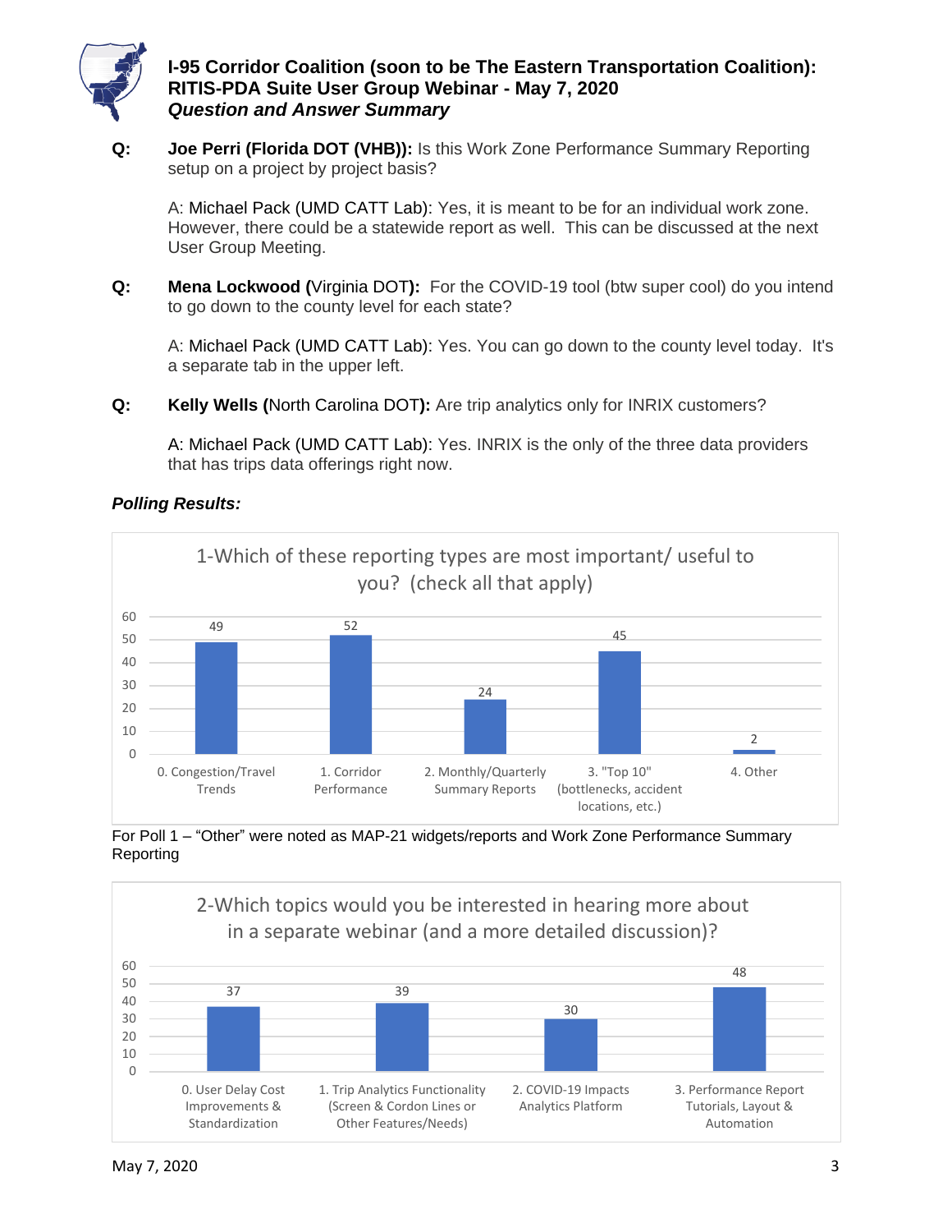# I-95 Corridor Coalition (soon to be The Eastern Transportation Coalition): RITIS-PDA Suite User Group Webinar - May 7, 2020
## *Question and Answer Summary*

**Q: Joe Perri (Florida DOT (VHB)):** Is this Work Zone Performance Summary Reporting setup on a project by project basis?

A: Michael Pack (UMD CATT Lab): Yes, it is meant to be for an individual work zone. However, there could be a statewide report as well. This can be discussed at the next User Group Meeting.

**Q: Mena Lockwood (**Virginia DOT**):** For the COVID-19 tool (btw super cool) do you intend to go down to the county level for each state?

A: Michael Pack (UMD CATT Lab): Yes. You can go down to the county level today. It's a separate tab in the upper left.

**Q: Kelly Wells (**North Carolina DOT**):** Are trip analytics only for INRIX customers?

A: Michael Pack (UMD CATT Lab): Yes. INRIX is the only of the three data providers that has trips data offerings right now.

### *Polling Results:*

1-Which of these reporting types are most important/ useful to you? (check all that apply)

60
50
40
30
20
10
0

49
52
24
45
2

0. Congestion/Travel Trends
1. Corridor Performance
2. Monthly/Quarterly Summary Reports
3. "Top 10" (bottlenecks, accident locations, etc.)
4. Other

For Poll 1 – "Other" were noted as MAP-21 widgets/reports and Work Zone Performance Summary Reporting

2-Which topics would you be interested in hearing more about in a separate webinar (and a more detailed discussion)?

60
50
40
30
20
10
0

37
39
30
48

0. User Delay Cost Improvements & Standardization
1. Trip Analytics Functionality (Screen & Cordon Lines or Other Features/Needs)
2. COVID-19 Impacts Analytics Platform
3. Performance Report Tutorials, Layout & Automation